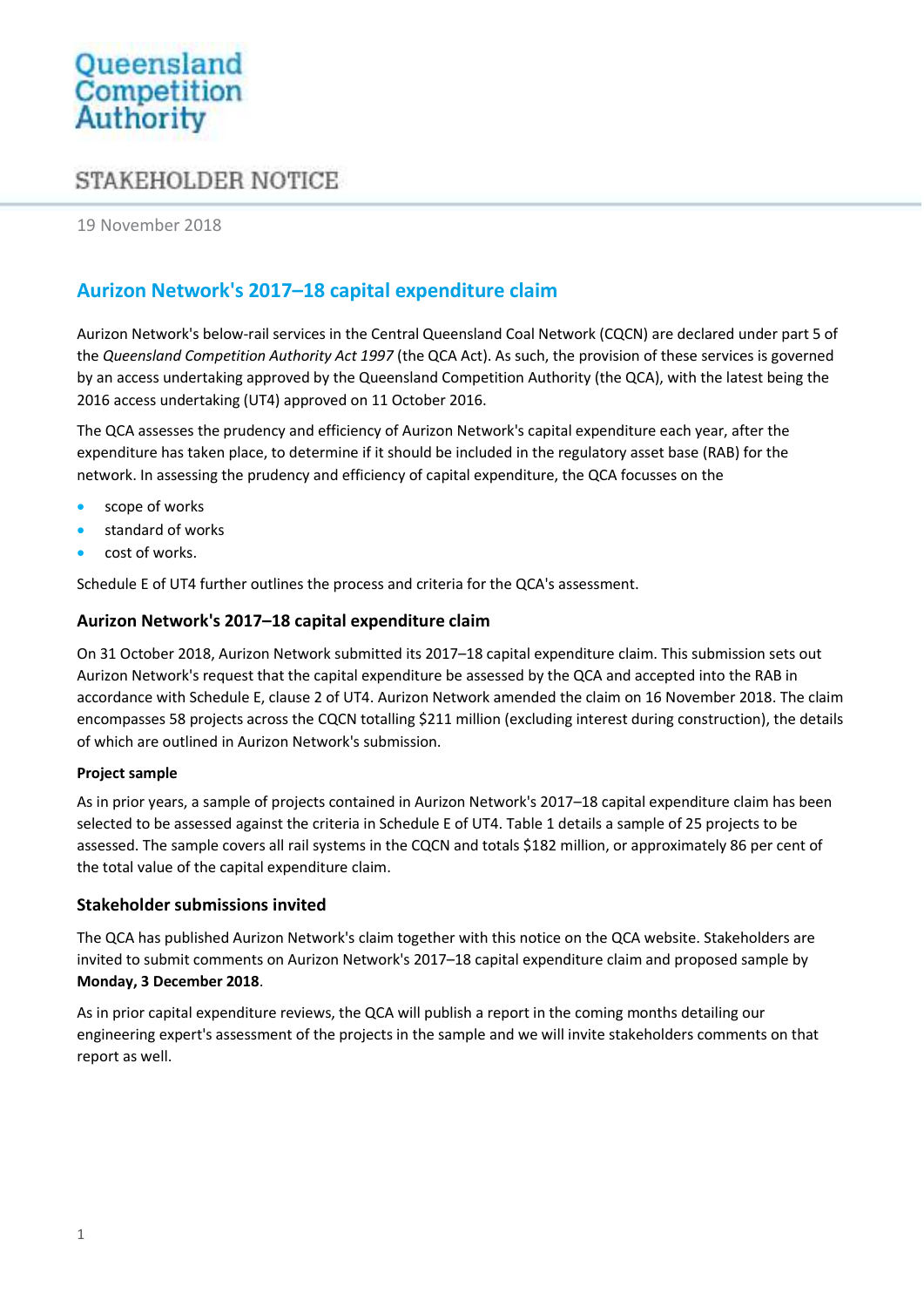Queensland Competition Authority

STAKEHOLDER NOTICE

19 November 2018

# Aurizon Network's 2017–18 capital expenditure claim

Aurizon Network's below-rail services in the Central Queensland Coal Network (CQCN) are declared under part 5 of the *Queensland Competition Authority Act 1997* (the QCA Act). As such, the provision of these services is governed by an access undertaking approved by the Queensland Competition Authority (the QCA), with the latest being the 2016 access undertaking (UT4) approved on 11 October 2016.

The QCA assesses the prudency and efficiency of Aurizon Network's capital expenditure each year, after the expenditure has taken place, to determine if it should be included in the regulatory asset base (RAB) for the network. In assessing the prudency and efficiency of capital expenditure, the QCA focusses on the

- scope of works
- standard of works
- cost of works.

Schedule E of UT4 further outlines the process and criteria for the QCA's assessment.

## Aurizon Network's 2017–18 capital expenditure claim

On 31 October 2018, Aurizon Network submitted its 2017–18 capital expenditure claim. This submission sets out Aurizon Network's request that the capital expenditure be assessed by the QCA and accepted into the RAB in accordance with Schedule E, clause 2 of UT4. Aurizon Network amended the claim on 16 November 2018. The claim encompasses 58 projects across the CQCN totalling $211 million (excluding interest during construction), the details of which are outlined in Aurizon Network's submission.

### Project sample

As in prior years, a sample of projects contained in Aurizon Network's 2017–18 capital expenditure claim has been selected to be assessed against the criteria in Schedule E of UT4. Table 1 details a sample of 25 projects to be assessed. The sample covers all rail systems in the CQCN and totals $182 million, or approximately 86 per cent of the total value of the capital expenditure claim.

## Stakeholder submissions invited

The QCA has published Aurizon Network's claim together with this notice on the QCA website. Stakeholders are invited to submit comments on Aurizon Network's 2017–18 capital expenditure claim and proposed sample by **Monday, 3 December 2018**.

As in prior capital expenditure reviews, the QCA will publish a report in the coming months detailing our engineering expert's assessment of the projects in the sample and we will invite stakeholders comments on that report as well.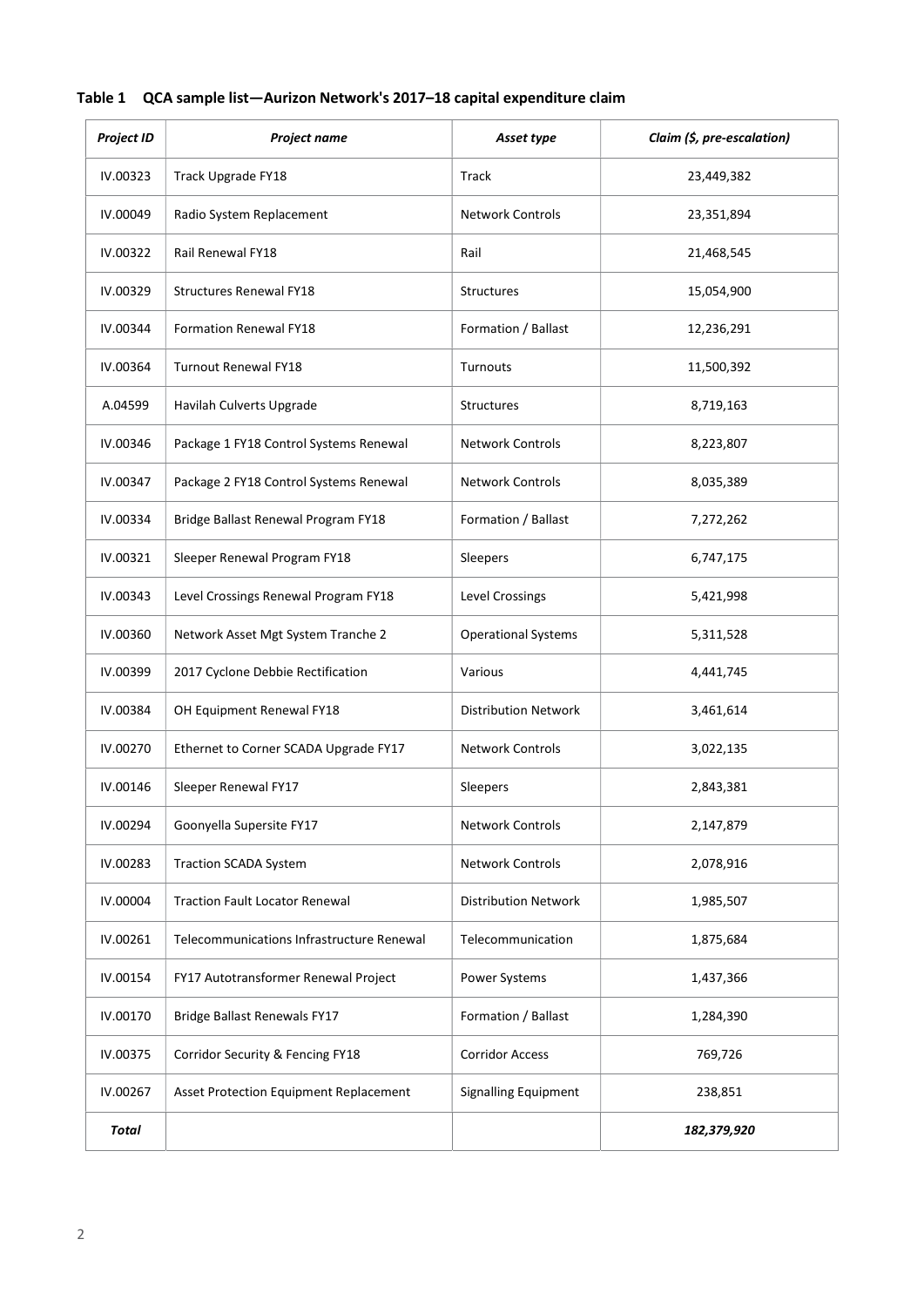**Table 1 QCA sample list—Aurizon Network's 2017–18 capital expenditure claim**

| *Project ID* | *Project name* | *Asset type* | *Claim ($, pre-escalation)* |
|---|---|---|---|
| IV.00323 | Track Upgrade FY18 | Track | 23,449,382 |
| IV.00049 | Radio System Replacement | Network Controls | 23,351,894 |
| IV.00322 | Rail Renewal FY18 | Rail | 21,468,545 |
| IV.00329 | Structures Renewal FY18 | Structures | 15,054,900 |
| IV.00344 | Formation Renewal FY18 | Formation / Ballast | 12,236,291 |
| IV.00364 | Turnout Renewal FY18 | Turnouts | 11,500,392 |
| A.04599 | Havilah Culverts Upgrade | Structures | 8,719,163 |
| IV.00346 | Package 1 FY18 Control Systems Renewal | Network Controls | 8,223,807 |
| IV.00347 | Package 2 FY18 Control Systems Renewal | Network Controls | 8,035,389 |
| IV.00334 | Bridge Ballast Renewal Program FY18 | Formation / Ballast | 7,272,262 |
| IV.00321 | Sleeper Renewal Program FY18 | Sleepers | 6,747,175 |
| IV.00343 | Level Crossings Renewal Program FY18 | Level Crossings | 5,421,998 |
| IV.00360 | Network Asset Mgt System Tranche 2 | Operational Systems | 5,311,528 |
| IV.00399 | 2017 Cyclone Debbie Rectification | Various | 4,441,745 |
| IV.00384 | OH Equipment Renewal FY18 | Distribution Network | 3,461,614 |
| IV.00270 | Ethernet to Corner SCADA Upgrade FY17 | Network Controls | 3,022,135 |
| IV.00146 | Sleeper Renewal FY17 | Sleepers | 2,843,381 |
| IV.00294 | Goonyella Supersite FY17 | Network Controls | 2,147,879 |
| IV.00283 | Traction SCADA System | Network Controls | 2,078,916 |
| IV.00004 | Traction Fault Locator Renewal | Distribution Network | 1,985,507 |
| IV.00261 | Telecommunications Infrastructure Renewal | Telecommunication | 1,875,684 |
| IV.00154 | FY17 Autotransformer Renewal Project | Power Systems | 1,437,366 |
| IV.00170 | Bridge Ballast Renewals FY17 | Formation / Ballast | 1,284,390 |
| IV.00375 | Corridor Security & Fencing FY18 | Corridor Access | 769,726 |
| IV.00267 | Asset Protection Equipment Replacement | Signalling Equipment | 238,851 |
| ***Total*** | | | ***182,379,920*** |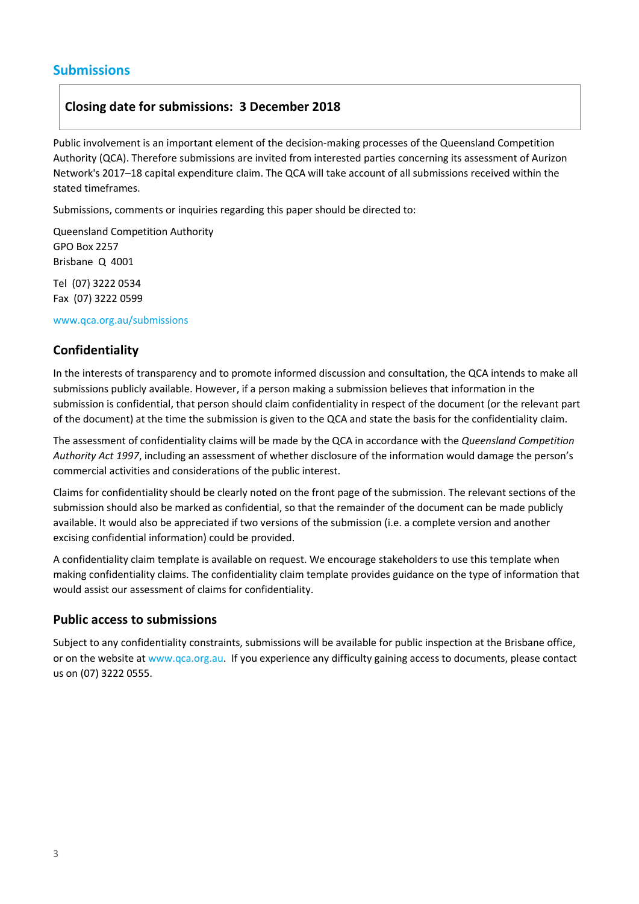## Submissions

**Closing date for submissions: 3 December 2018**

Public involvement is an important element of the decision-making processes of the Queensland Competition Authority (QCA). Therefore submissions are invited from interested parties concerning its assessment of Aurizon Network's 2017–18 capital expenditure claim. The QCA will take account of all submissions received within the stated timeframes.

Submissions, comments or inquiries regarding this paper should be directed to:

Queensland Competition Authority
GPO Box 2257
Brisbane Q 4001

Tel (07) 3222 0534
Fax (07) 3222 0599

www.qca.org.au/submissions

### Confidentiality

In the interests of transparency and to promote informed discussion and consultation, the QCA intends to make all submissions publicly available. However, if a person making a submission believes that information in the submission is confidential, that person should claim confidentiality in respect of the document (or the relevant part of the document) at the time the submission is given to the QCA and state the basis for the confidentiality claim.

The assessment of confidentiality claims will be made by the QCA in accordance with the *Queensland Competition Authority Act 1997*, including an assessment of whether disclosure of the information would damage the person's commercial activities and considerations of the public interest.

Claims for confidentiality should be clearly noted on the front page of the submission. The relevant sections of the submission should also be marked as confidential, so that the remainder of the document can be made publicly available. It would also be appreciated if two versions of the submission (i.e. a complete version and another excising confidential information) could be provided.

A confidentiality claim template is available on request. We encourage stakeholders to use this template when making confidentiality claims. The confidentiality claim template provides guidance on the type of information that would assist our assessment of claims for confidentiality.

### Public access to submissions

Subject to any confidentiality constraints, submissions will be available for public inspection at the Brisbane office, or on the website at www.qca.org.au. If you experience any difficulty gaining access to documents, please contact us on (07) 3222 0555.